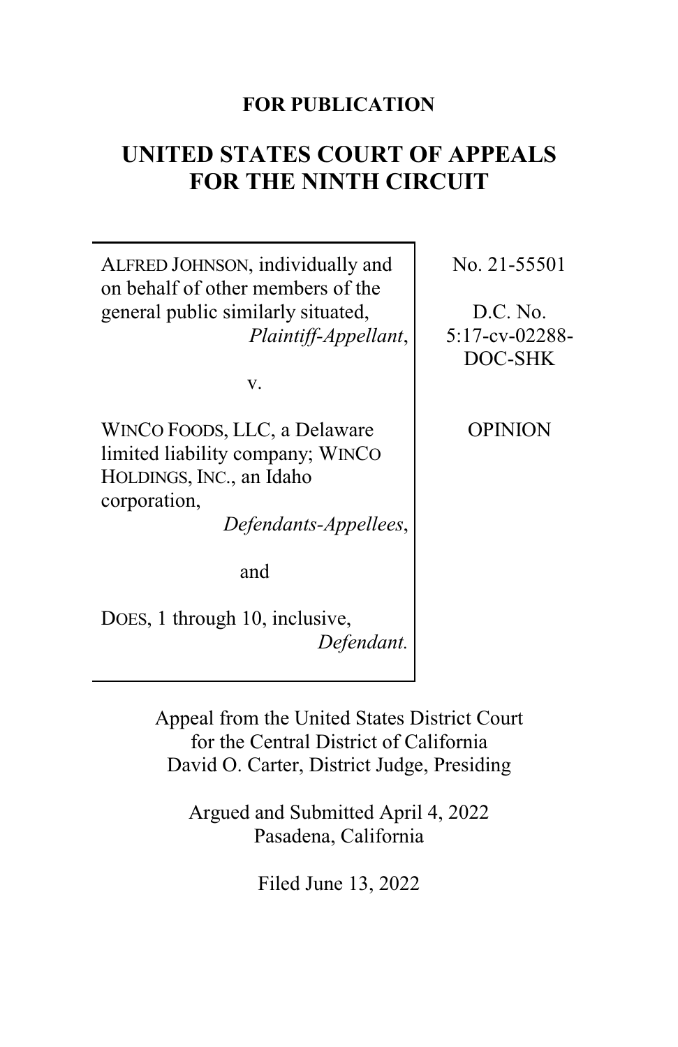**FOR PUBLICATION**

# UNITED STATES COURT OF APPEALS FOR THE NINTH CIRCUIT

| | |
|---|---|
| ALFRED JOHNSON, individually and on behalf of other members of the general public similarly situated, *Plaintiff-Appellant*,<br><br>v.<br><br>WINCO FOODS, LLC, a Delaware limited liability company; WINCO HOLDINGS, INC., an Idaho corporation, *Defendants-Appellees*,<br><br>and<br><br>DOES, 1 through 10, inclusive, *Defendant.* | No. 21-55501<br><br>D.C. No. 5:17-cv-02288-DOC-SHK<br><br>OPINION |

Appeal from the United States District Court for the Central District of California
David O. Carter, District Judge, Presiding

Argued and Submitted April 4, 2022
Pasadena, California

Filed June 13, 2022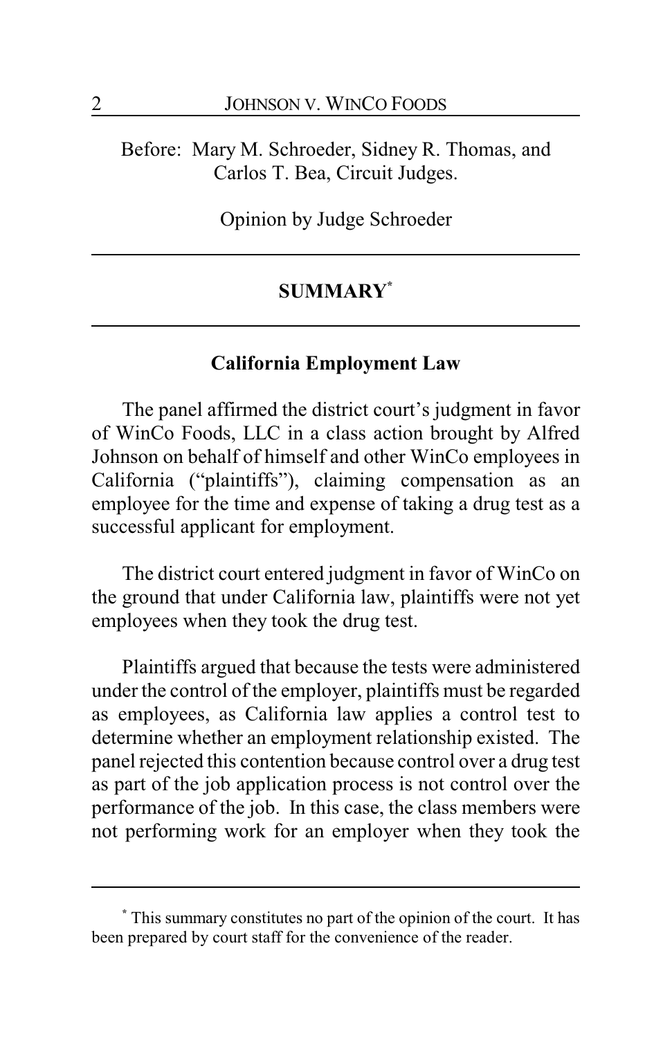Before: Mary M. Schroeder, Sidney R. Thomas, and Carlos T. Bea, Circuit Judges.

Opinion by Judge Schroeder

## SUMMARY[*]

### California Employment Law

The panel affirmed the district court's judgment in favor of WinCo Foods, LLC in a class action brought by Alfred Johnson on behalf of himself and other WinCo employees in California ("plaintiffs"), claiming compensation as an employee for the time and expense of taking a drug test as a successful applicant for employment.

The district court entered judgment in favor of WinCo on the ground that under California law, plaintiffs were not yet employees when they took the drug test.

Plaintiffs argued that because the tests were administered under the control of the employer, plaintiffs must be regarded as employees, as California law applies a control test to determine whether an employment relationship existed. The panel rejected this contention because control over a drug test as part of the job application process is not control over the performance of the job. In this case, the class members were not performing work for an employer when they took the

[*] This summary constitutes no part of the opinion of the court. It has been prepared by court staff for the convenience of the reader.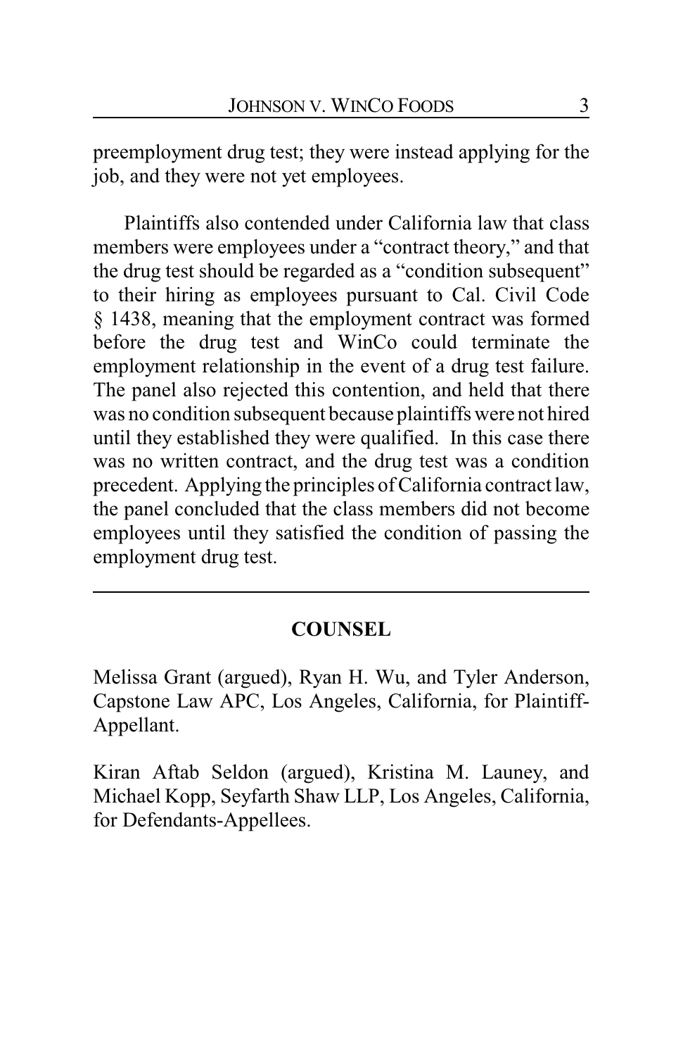preemployment drug test; they were instead applying for the job, and they were not yet employees.

Plaintiffs also contended under California law that class members were employees under a "contract theory," and that the drug test should be regarded as a "condition subsequent" to their hiring as employees pursuant to Cal. Civil Code § 1438, meaning that the employment contract was formed before the drug test and WinCo could terminate the employment relationship in the event of a drug test failure. The panel also rejected this contention, and held that there was no condition subsequent because plaintiffs were not hired until they established they were qualified. In this case there was no written contract, and the drug test was a condition precedent. Applying the principles of California contract law, the panel concluded that the class members did not become employees until they satisfied the condition of passing the employment drug test.

---

## COUNSEL

Melissa Grant (argued), Ryan H. Wu, and Tyler Anderson, Capstone Law APC, Los Angeles, California, for Plaintiff-Appellant.

Kiran Aftab Seldon (argued), Kristina M. Launey, and Michael Kopp, Seyfarth Shaw LLP, Los Angeles, California, for Defendants-Appellees.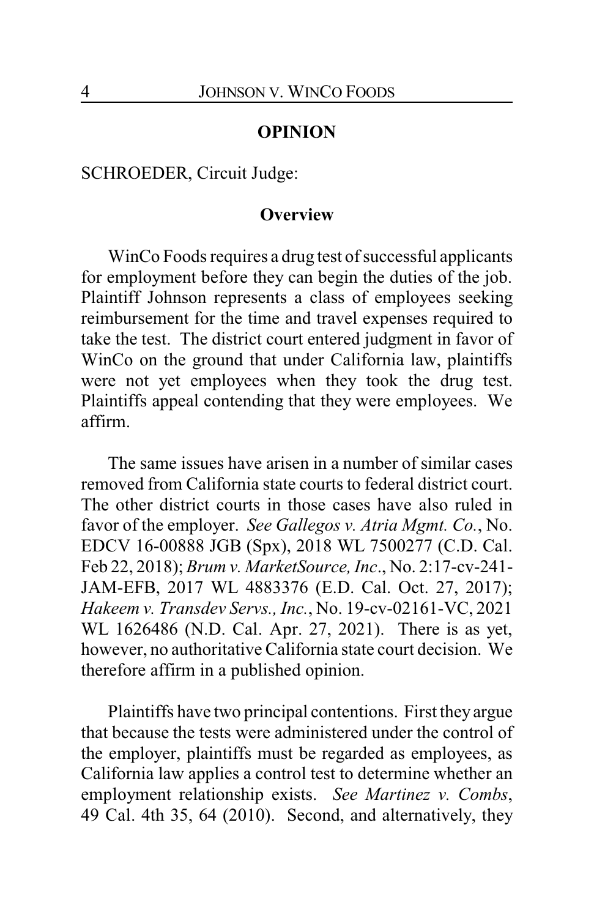## OPINION

SCHROEDER, Circuit Judge:

### Overview

WinCo Foods requires a drug test of successful applicants for employment before they can begin the duties of the job. Plaintiff Johnson represents a class of employees seeking reimbursement for the time and travel expenses required to take the test. The district court entered judgment in favor of WinCo on the ground that under California law, plaintiffs were not yet employees when they took the drug test. Plaintiffs appeal contending that they were employees. We affirm.

The same issues have arisen in a number of similar cases removed from California state courts to federal district court. The other district courts in those cases have also ruled in favor of the employer. *See Gallegos v. Atria Mgmt. Co.*, No. EDCV 16-00888 JGB (Spx), 2018 WL 7500277 (C.D. Cal. Feb 22, 2018); *Brum v. MarketSource, Inc.*, No. 2:17-cv-241-JAM-EFB, 2017 WL 4883376 (E.D. Cal. Oct. 27, 2017); *Hakeem v. Transdev Servs., Inc.*, No. 19-cv-02161-VC, 2021 WL 1626486 (N.D. Cal. Apr. 27, 2021). There is as yet, however, no authoritative California state court decision. We therefore affirm in a published opinion.

Plaintiffs have two principal contentions. First they argue that because the tests were administered under the control of the employer, plaintiffs must be regarded as employees, as California law applies a control test to determine whether an employment relationship exists. *See Martinez v. Combs*, 49 Cal. 4th 35, 64 (2010). Second, and alternatively, they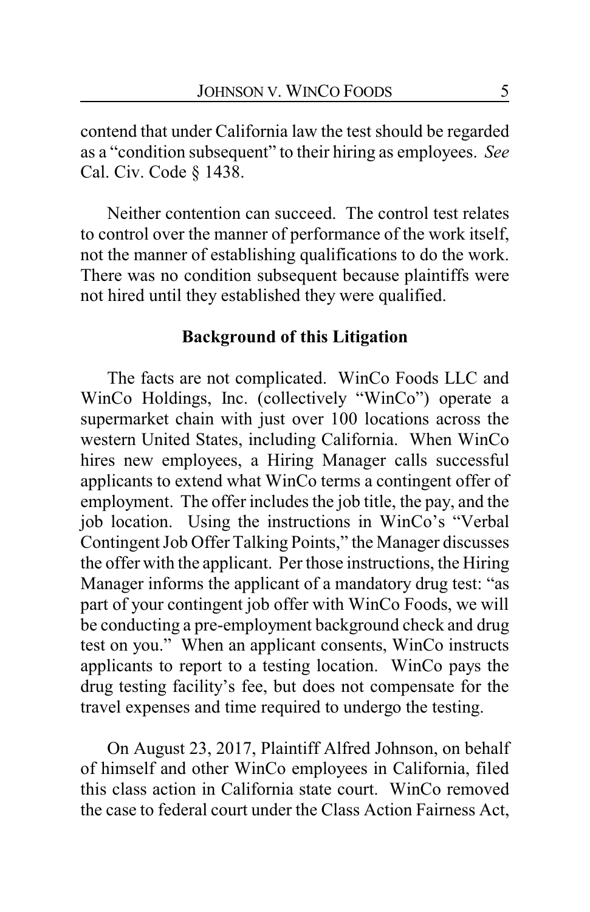contend that under California law the test should be regarded as a "condition subsequent" to their hiring as employees. *See* Cal. Civ. Code § 1438.

Neither contention can succeed. The control test relates to control over the manner of performance of the work itself, not the manner of establishing qualifications to do the work. There was no condition subsequent because plaintiffs were not hired until they established they were qualified.

## Background of this Litigation

The facts are not complicated. WinCo Foods LLC and WinCo Holdings, Inc. (collectively "WinCo") operate a supermarket chain with just over 100 locations across the western United States, including California. When WinCo hires new employees, a Hiring Manager calls successful applicants to extend what WinCo terms a contingent offer of employment. The offer includes the job title, the pay, and the job location. Using the instructions in WinCo's "Verbal Contingent Job Offer Talking Points," the Manager discusses the offer with the applicant. Per those instructions, the Hiring Manager informs the applicant of a mandatory drug test: "as part of your contingent job offer with WinCo Foods, we will be conducting a pre-employment background check and drug test on you." When an applicant consents, WinCo instructs applicants to report to a testing location. WinCo pays the drug testing facility's fee, but does not compensate for the travel expenses and time required to undergo the testing.

On August 23, 2017, Plaintiff Alfred Johnson, on behalf of himself and other WinCo employees in California, filed this class action in California state court. WinCo removed the case to federal court under the Class Action Fairness Act,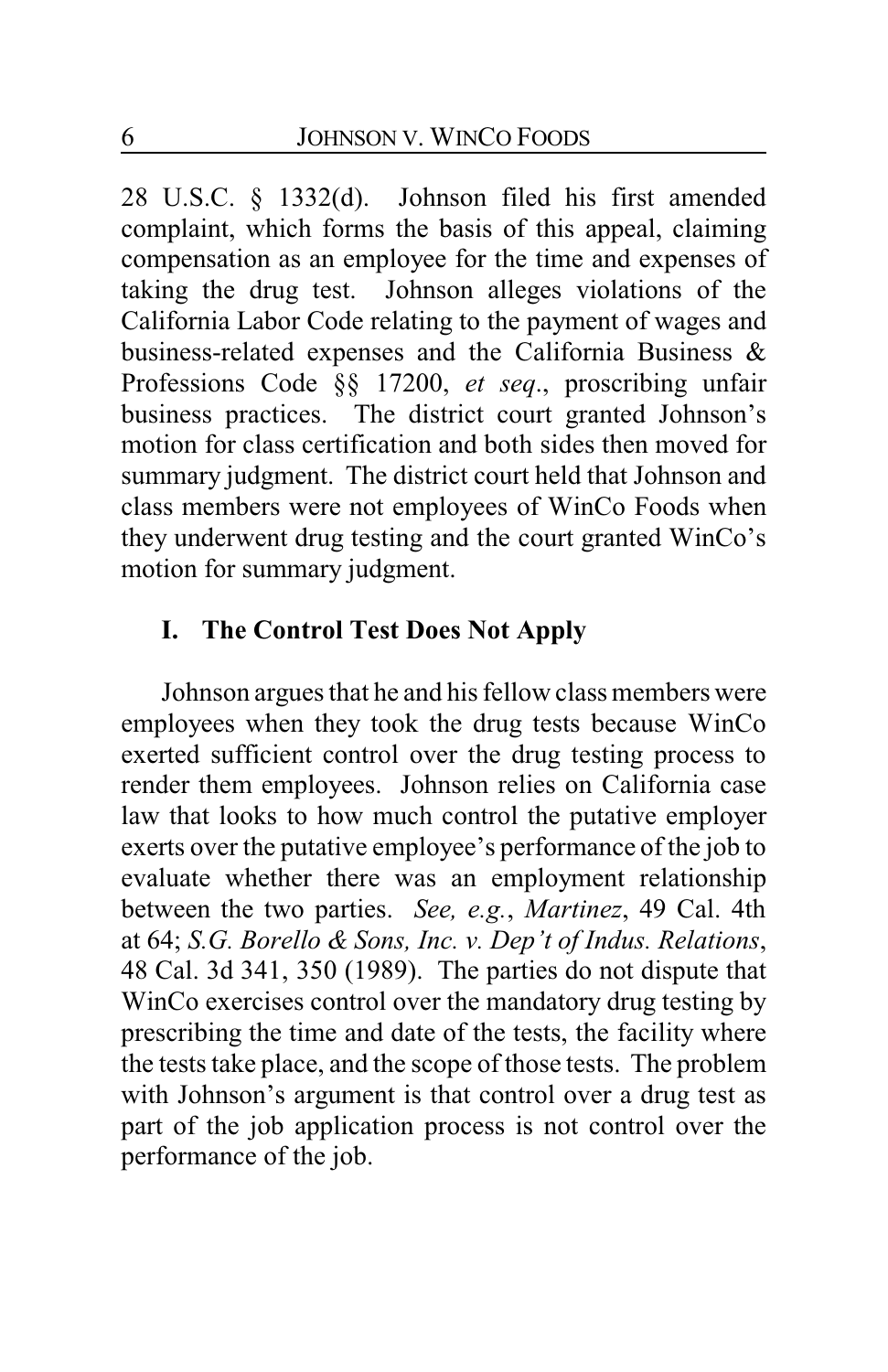28 U.S.C. § 1332(d). Johnson filed his first amended complaint, which forms the basis of this appeal, claiming compensation as an employee for the time and expenses of taking the drug test. Johnson alleges violations of the California Labor Code relating to the payment of wages and business-related expenses and the California Business & Professions Code §§ 17200, *et seq*., proscribing unfair business practices. The district court granted Johnson's motion for class certification and both sides then moved for summary judgment. The district court held that Johnson and class members were not employees of WinCo Foods when they underwent drug testing and the court granted WinCo's motion for summary judgment.

## I. The Control Test Does Not Apply

Johnson argues that he and his fellow class members were employees when they took the drug tests because WinCo exerted sufficient control over the drug testing process to render them employees. Johnson relies on California case law that looks to how much control the putative employer exerts over the putative employee's performance of the job to evaluate whether there was an employment relationship between the two parties. *See, e.g.*, *Martinez*, 49 Cal. 4th at 64; *S.G. Borello & Sons, Inc. v. Dep't of Indus. Relations*, 48 Cal. 3d 341, 350 (1989). The parties do not dispute that WinCo exercises control over the mandatory drug testing by prescribing the time and date of the tests, the facility where the tests take place, and the scope of those tests. The problem with Johnson's argument is that control over a drug test as part of the job application process is not control over the performance of the job.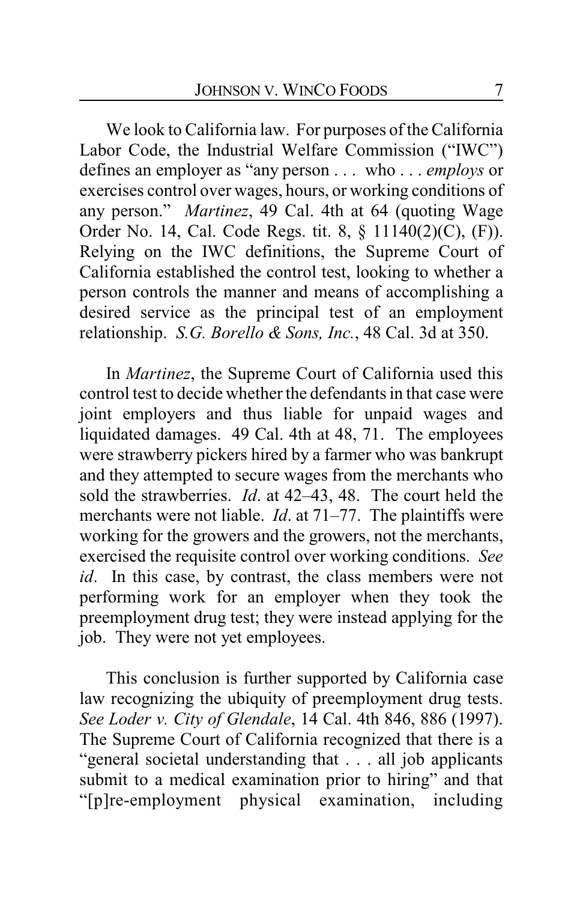We look to California law. For purposes of the California Labor Code, the Industrial Welfare Commission ("IWC") defines an employer as "any person . . . who . . . *employs* or exercises control over wages, hours, or working conditions of any person." *Martinez*, 49 Cal. 4th at 64 (quoting Wage Order No. 14, Cal. Code Regs. tit. 8, § 11140(2)(C), (F)). Relying on the IWC definitions, the Supreme Court of California established the control test, looking to whether a person controls the manner and means of accomplishing a desired service as the principal test of an employment relationship. *S.G. Borello & Sons, Inc.*, 48 Cal. 3d at 350.

In *Martinez*, the Supreme Court of California used this control test to decide whether the defendants in that case were joint employers and thus liable for unpaid wages and liquidated damages. 49 Cal. 4th at 48, 71. The employees were strawberry pickers hired by a farmer who was bankrupt and they attempted to secure wages from the merchants who sold the strawberries. *Id*. at 42–43, 48. The court held the merchants were not liable. *Id*. at 71–77. The plaintiffs were working for the growers and the growers, not the merchants, exercised the requisite control over working conditions. *See id*. In this case, by contrast, the class members were not performing work for an employer when they took the preemployment drug test; they were instead applying for the job. They were not yet employees.

This conclusion is further supported by California case law recognizing the ubiquity of preemployment drug tests. *See Loder v. City of Glendale*, 14 Cal. 4th 846, 886 (1997). The Supreme Court of California recognized that there is a "general societal understanding that . . . all job applicants submit to a medical examination prior to hiring" and that "[p]re-employment physical examination, including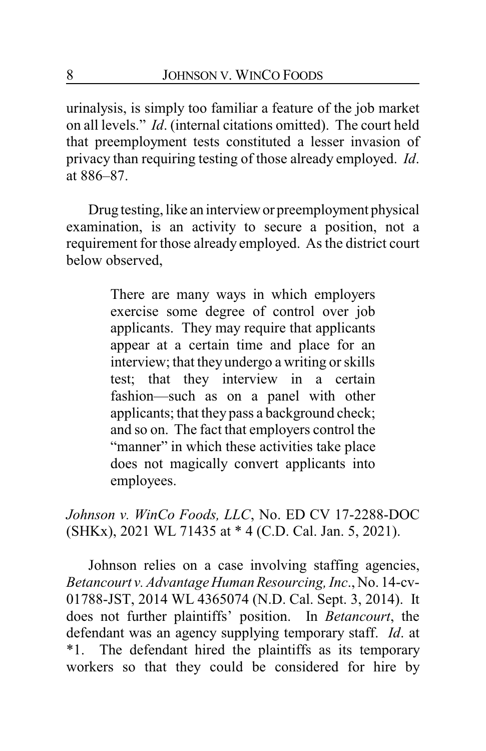urinalysis, is simply too familiar a feature of the job market on all levels." *Id*. (internal citations omitted). The court held that preemployment tests constituted a lesser invasion of privacy than requiring testing of those already employed. *Id*. at 886–87.

Drug testing, like an interview or preemployment physical examination, is an activity to secure a position, not a requirement for those already employed. As the district court below observed,

> There are many ways in which employers exercise some degree of control over job applicants. They may require that applicants appear at a certain time and place for an interview; that they undergo a writing or skills test; that they interview in a certain fashion—such as on a panel with other applicants; that they pass a background check; and so on. The fact that employers control the "manner" in which these activities take place does not magically convert applicants into employees.

*Johnson v. WinCo Foods, LLC*, No. ED CV 17-2288-DOC (SHKx), 2021 WL 71435 at * 4 (C.D. Cal. Jan. 5, 2021).

Johnson relies on a case involving staffing agencies, *Betancourt v. Advantage Human Resourcing, Inc*., No. 14-cv-01788-JST, 2014 WL 4365074 (N.D. Cal. Sept. 3, 2014). It does not further plaintiffs' position. In *Betancourt*, the defendant was an agency supplying temporary staff. *Id*. at *1. The defendant hired the plaintiffs as its temporary workers so that they could be considered for hire by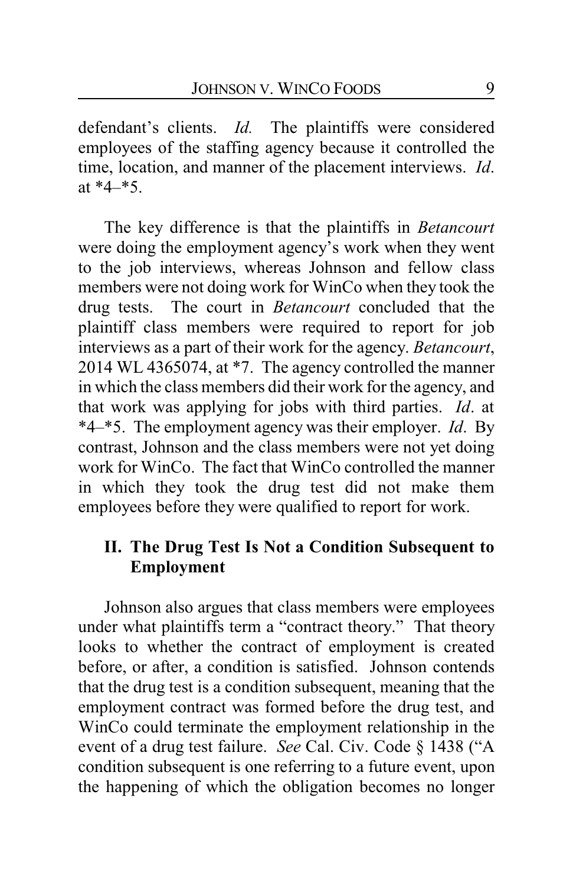defendant's clients. *Id.* The plaintiffs were considered employees of the staffing agency because it controlled the time, location, and manner of the placement interviews. *Id*. at *4–*5.

The key difference is that the plaintiffs in *Betancourt* were doing the employment agency's work when they went to the job interviews, whereas Johnson and fellow class members were not doing work for WinCo when they took the drug tests. The court in *Betancourt* concluded that the plaintiff class members were required to report for job interviews as a part of their work for the agency. *Betancourt*, 2014 WL 4365074, at *7. The agency controlled the manner in which the class members did their work for the agency, and that work was applying for jobs with third parties. *Id*. at *4–*5. The employment agency was their employer. *Id*. By contrast, Johnson and the class members were not yet doing work for WinCo. The fact that WinCo controlled the manner in which they took the drug test did not make them employees before they were qualified to report for work.

## II. The Drug Test Is Not a Condition Subsequent to Employment

Johnson also argues that class members were employees under what plaintiffs term a "contract theory." That theory looks to whether the contract of employment is created before, or after, a condition is satisfied. Johnson contends that the drug test is a condition subsequent, meaning that the employment contract was formed before the drug test, and WinCo could terminate the employment relationship in the event of a drug test failure. *See* Cal. Civ. Code § 1438 ("A condition subsequent is one referring to a future event, upon the happening of which the obligation becomes no longer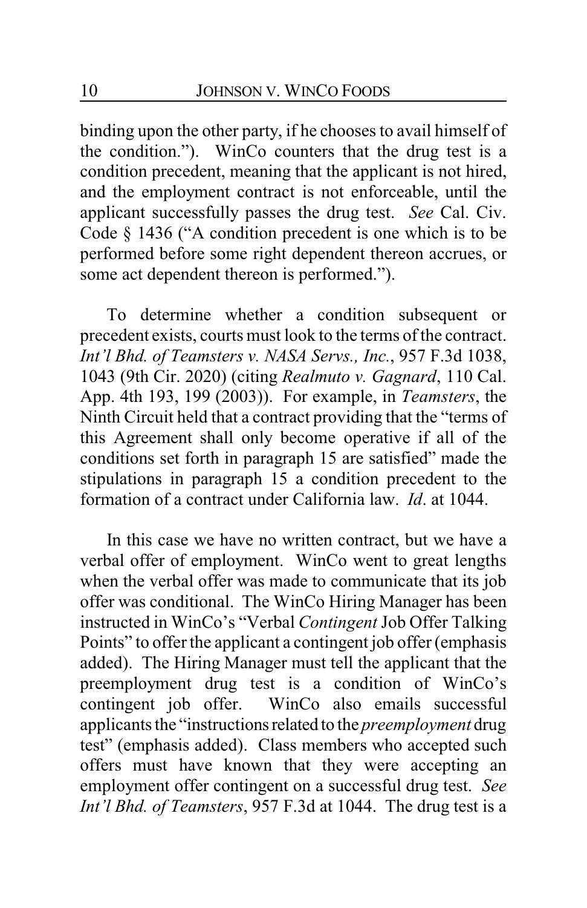binding upon the other party, if he chooses to avail himself of the condition."). WinCo counters that the drug test is a condition precedent, meaning that the applicant is not hired, and the employment contract is not enforceable, until the applicant successfully passes the drug test. *See* Cal. Civ. Code § 1436 ("A condition precedent is one which is to be performed before some right dependent thereon accrues, or some act dependent thereon is performed.").

To determine whether a condition subsequent or precedent exists, courts must look to the terms of the contract. *Int'l Bhd. of Teamsters v. NASA Servs., Inc.*, 957 F.3d 1038, 1043 (9th Cir. 2020) (citing *Realmuto v. Gagnard*, 110 Cal. App. 4th 193, 199 (2003)). For example, in *Teamsters*, the Ninth Circuit held that a contract providing that the "terms of this Agreement shall only become operative if all of the conditions set forth in paragraph 15 are satisfied" made the stipulations in paragraph 15 a condition precedent to the formation of a contract under California law. *Id*. at 1044.

In this case we have no written contract, but we have a verbal offer of employment. WinCo went to great lengths when the verbal offer was made to communicate that its job offer was conditional. The WinCo Hiring Manager has been instructed in WinCo's "Verbal *Contingent* Job Offer Talking Points" to offer the applicant a contingent job offer (emphasis added). The Hiring Manager must tell the applicant that the preemployment drug test is a condition of WinCo's contingent job offer. WinCo also emails successful applicants the "instructions related to the *preemployment* drug test" (emphasis added). Class members who accepted such offers must have known that they were accepting an employment offer contingent on a successful drug test. *See Int'l Bhd. of Teamsters*, 957 F.3d at 1044. The drug test is a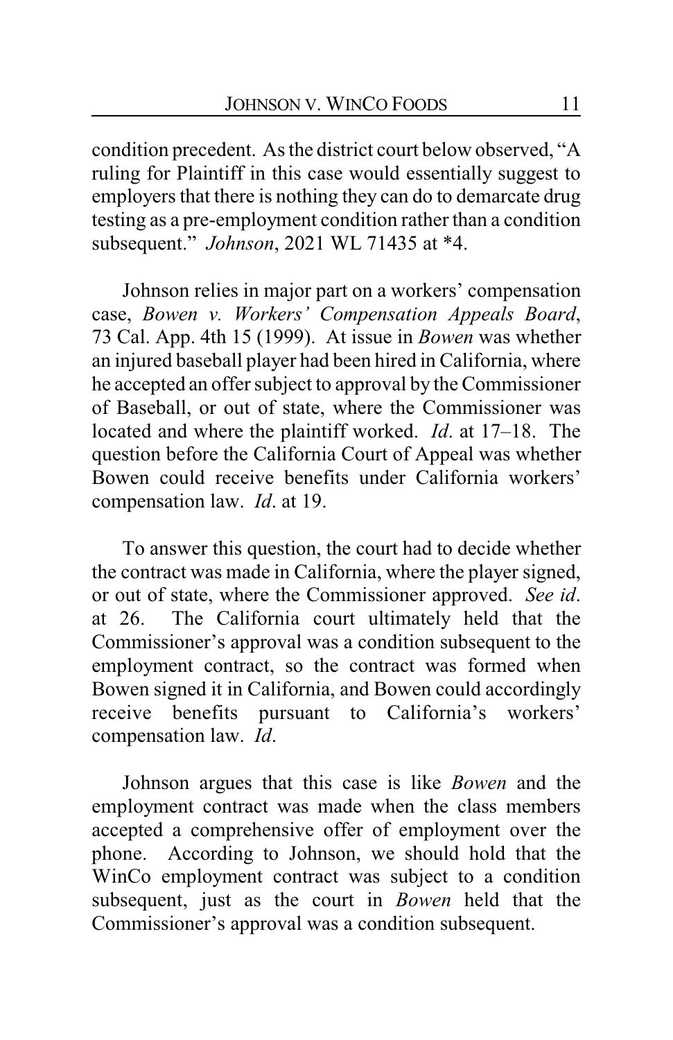condition precedent. As the district court below observed, "A ruling for Plaintiff in this case would essentially suggest to employers that there is nothing they can do to demarcate drug testing as a pre-employment condition rather than a condition subsequent." *Johnson*, 2021 WL 71435 at *4.

Johnson relies in major part on a workers' compensation case, *Bowen v. Workers' Compensation Appeals Board*, 73 Cal. App. 4th 15 (1999). At issue in *Bowen* was whether an injured baseball player had been hired in California, where he accepted an offer subject to approval by the Commissioner of Baseball, or out of state, where the Commissioner was located and where the plaintiff worked. *Id*. at 17–18. The question before the California Court of Appeal was whether Bowen could receive benefits under California workers' compensation law. *Id*. at 19.

To answer this question, the court had to decide whether the contract was made in California, where the player signed, or out of state, where the Commissioner approved. *See id*. at 26. The California court ultimately held that the Commissioner's approval was a condition subsequent to the employment contract, so the contract was formed when Bowen signed it in California, and Bowen could accordingly receive benefits pursuant to California's workers' compensation law. *Id*.

Johnson argues that this case is like *Bowen* and the employment contract was made when the class members accepted a comprehensive offer of employment over the phone. According to Johnson, we should hold that the WinCo employment contract was subject to a condition subsequent, just as the court in *Bowen* held that the Commissioner's approval was a condition subsequent.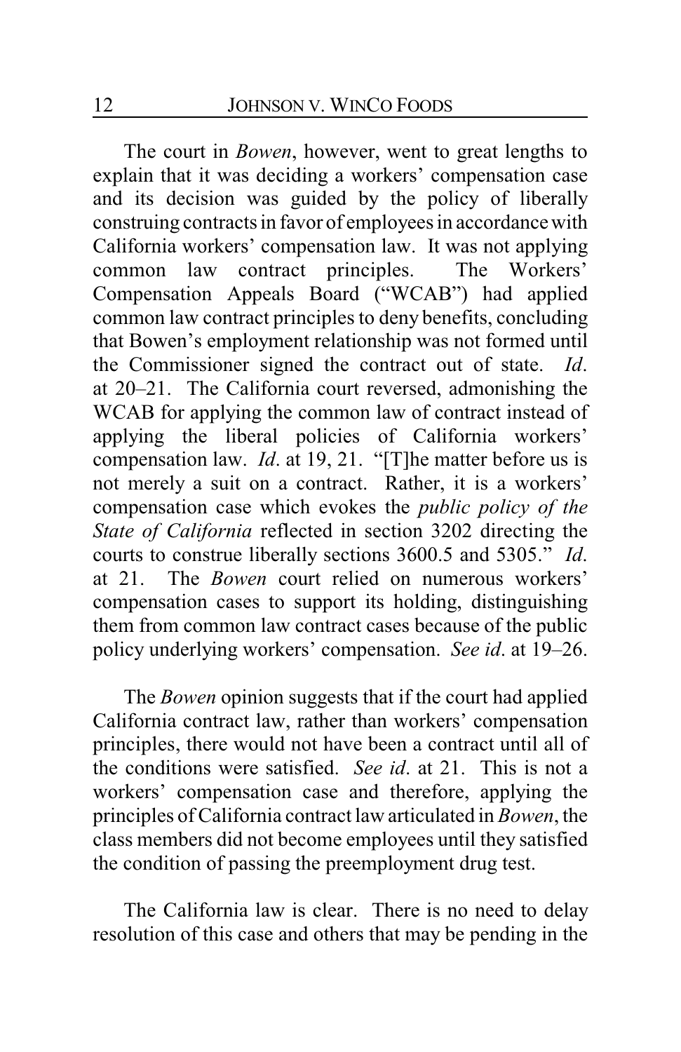The court in *Bowen*, however, went to great lengths to explain that it was deciding a workers' compensation case and its decision was guided by the policy of liberally construing contracts in favor of employees in accordance with California workers' compensation law. It was not applying common law contract principles. The Workers' Compensation Appeals Board ("WCAB") had applied common law contract principles to deny benefits, concluding that Bowen's employment relationship was not formed until the Commissioner signed the contract out of state. *Id*. at 20–21. The California court reversed, admonishing the WCAB for applying the common law of contract instead of applying the liberal policies of California workers' compensation law. *Id*. at 19, 21. "[T]he matter before us is not merely a suit on a contract. Rather, it is a workers' compensation case which evokes the *public policy of the State of California* reflected in section 3202 directing the courts to construe liberally sections 3600.5 and 5305." *Id*. at 21. The *Bowen* court relied on numerous workers' compensation cases to support its holding, distinguishing them from common law contract cases because of the public policy underlying workers' compensation. *See id*. at 19–26.

The *Bowen* opinion suggests that if the court had applied California contract law, rather than workers' compensation principles, there would not have been a contract until all of the conditions were satisfied. *See id*. at 21. This is not a workers' compensation case and therefore, applying the principles of California contract law articulated in *Bowen*, the class members did not become employees until they satisfied the condition of passing the preemployment drug test.

The California law is clear. There is no need to delay resolution of this case and others that may be pending in the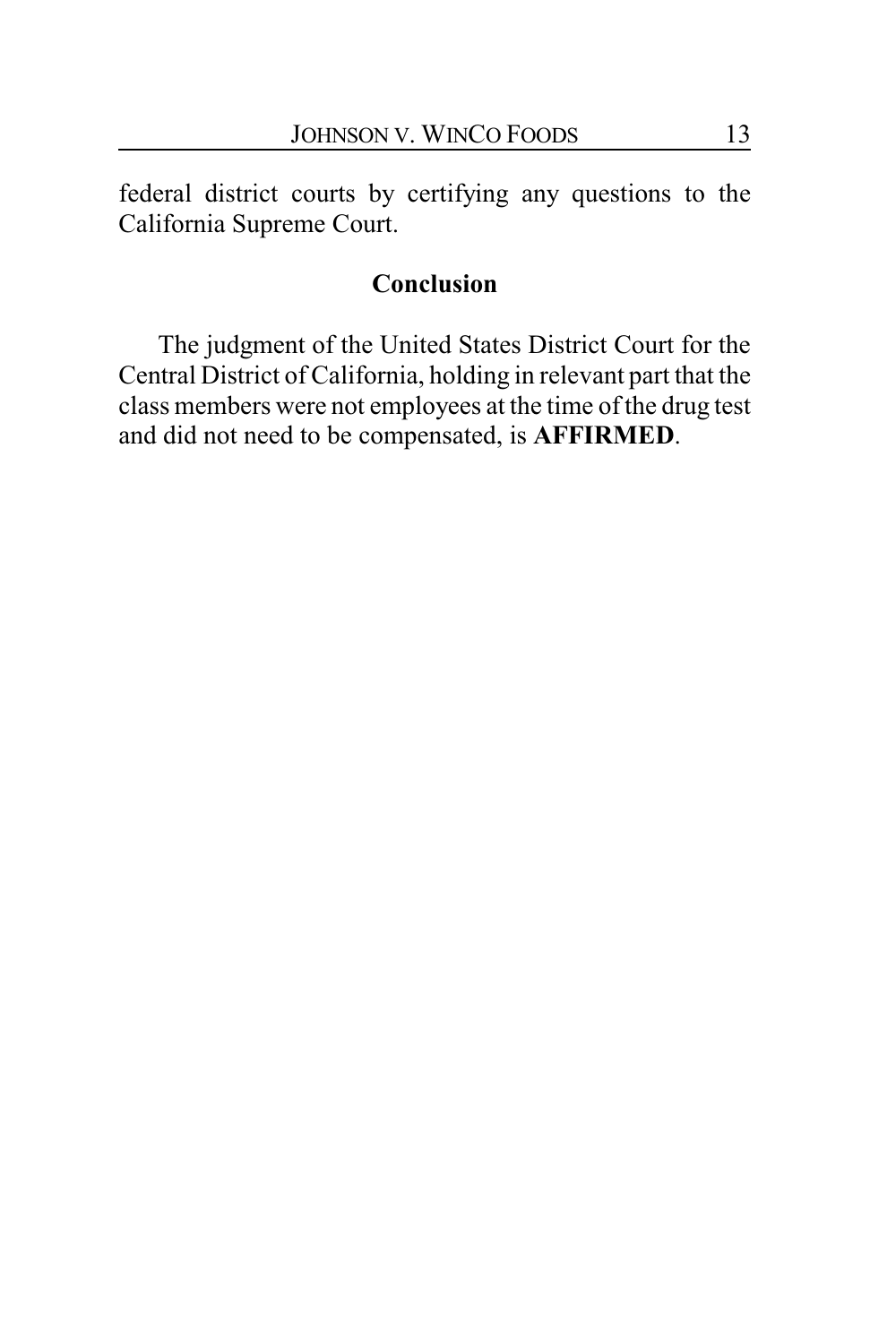federal district courts by certifying any questions to the California Supreme Court.

## Conclusion

The judgment of the United States District Court for the Central District of California, holding in relevant part that the class members were not employees at the time of the drug test and did not need to be compensated, is **AFFIRMED**.